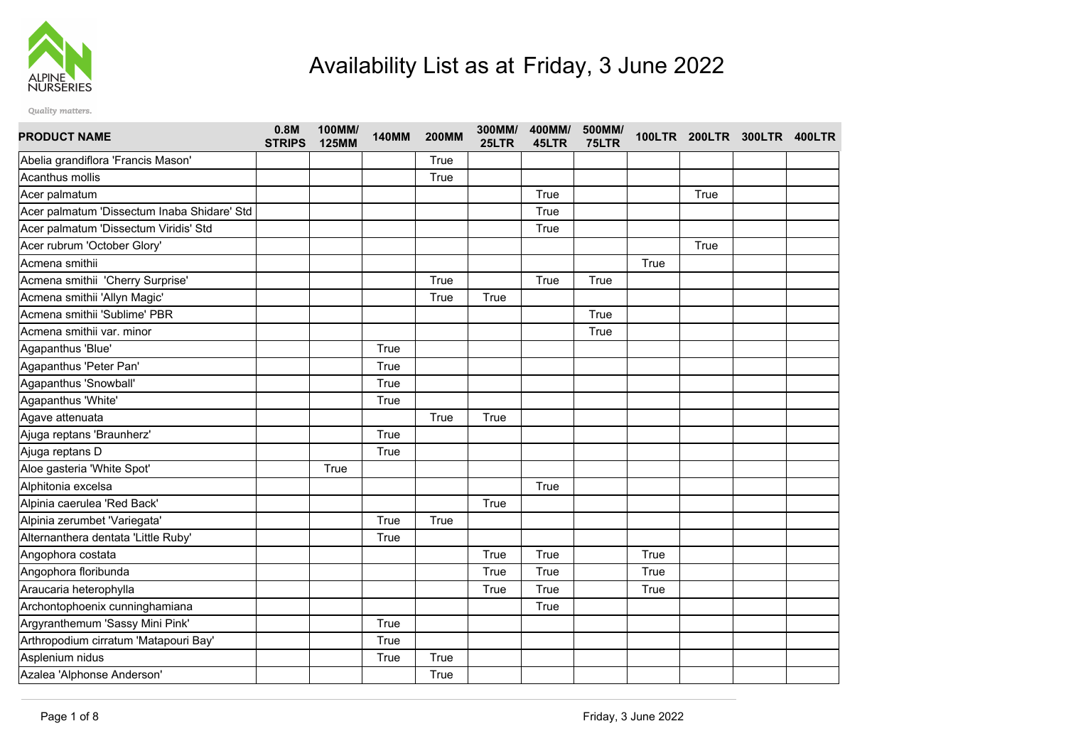# Availability List as at Friday, 3 June 2022

ALPINE NURSERIES

*Quality matters.*

| PRODUCT NAME | 0.8M STRIPS | 100MM/ 125MM | 140MM | 200MM | 300MM/ 25LTR | 400MM/ 45LTR | 500MM/ 75LTR | 100LTR | 200LTR | 300LTR | 400LTR |
|---|---|---|---|---|---|---|---|---|---|---|---|
| Abelia grandiflora 'Francis Mason' | | | | True | | | | | | | |
| Acanthus mollis | | | | True | | | | | | | |
| Acer palmatum | | | | | | True | | | True | | |
| Acer palmatum 'Dissectum Inaba Shidare' Std | | | | | | True | | | | | |
| Acer palmatum 'Dissectum Viridis' Std | | | | | | True | | | | | |
| Acer rubrum 'October Glory' | | | | | | | | | True | | |
| Acmena smithii | | | | | | | | True | | | |
| Acmena smithii 'Cherry Surprise' | | | | True | | True | True | | | | |
| Acmena smithii 'Allyn Magic' | | | | True | True | | | | | | |
| Acmena smithii 'Sublime' PBR | | | | | | | True | | | | |
| Acmena smithii var. minor | | | | | | | True | | | | |
| Agapanthus 'Blue' | | | True | | | | | | | | |
| Agapanthus 'Peter Pan' | | | True | | | | | | | | |
| Agapanthus 'Snowball' | | | True | | | | | | | | |
| Agapanthus 'White' | | | True | | | | | | | | |
| Agave attenuata | | | | True | True | | | | | | |
| Ajuga reptans 'Braunherz' | | | True | | | | | | | | |
| Ajuga reptans D | | | True | | | | | | | | |
| Aloe gasteria 'White Spot' | | True | | | | | | | | | |
| Alphitonia excelsa | | | | | | True | | | | | |
| Alpinia caerulea 'Red Back' | | | | | True | | | | | | |
| Alpinia zerumbet 'Variegata' | | | True | True | | | | | | | |
| Alternanthera dentata 'Little Ruby' | | | True | | | | | | | | |
| Angophora costata | | | | | True | True | | True | | | |
| Angophora floribunda | | | | | True | True | | True | | | |
| Araucaria heterophylla | | | | | True | True | | True | | | |
| Archontophoenix cunninghamiana | | | | | | True | | | | | |
| Argyranthemum 'Sassy Mini Pink' | | | True | | | | | | | | |
| Arthropodium cirratum 'Matapouri Bay' | | | True | | | | | | | | |
| Asplenium nidus | | | True | True | | | | | | | |
| Azalea 'Alphonse Anderson' | | | | True | | | | | | | |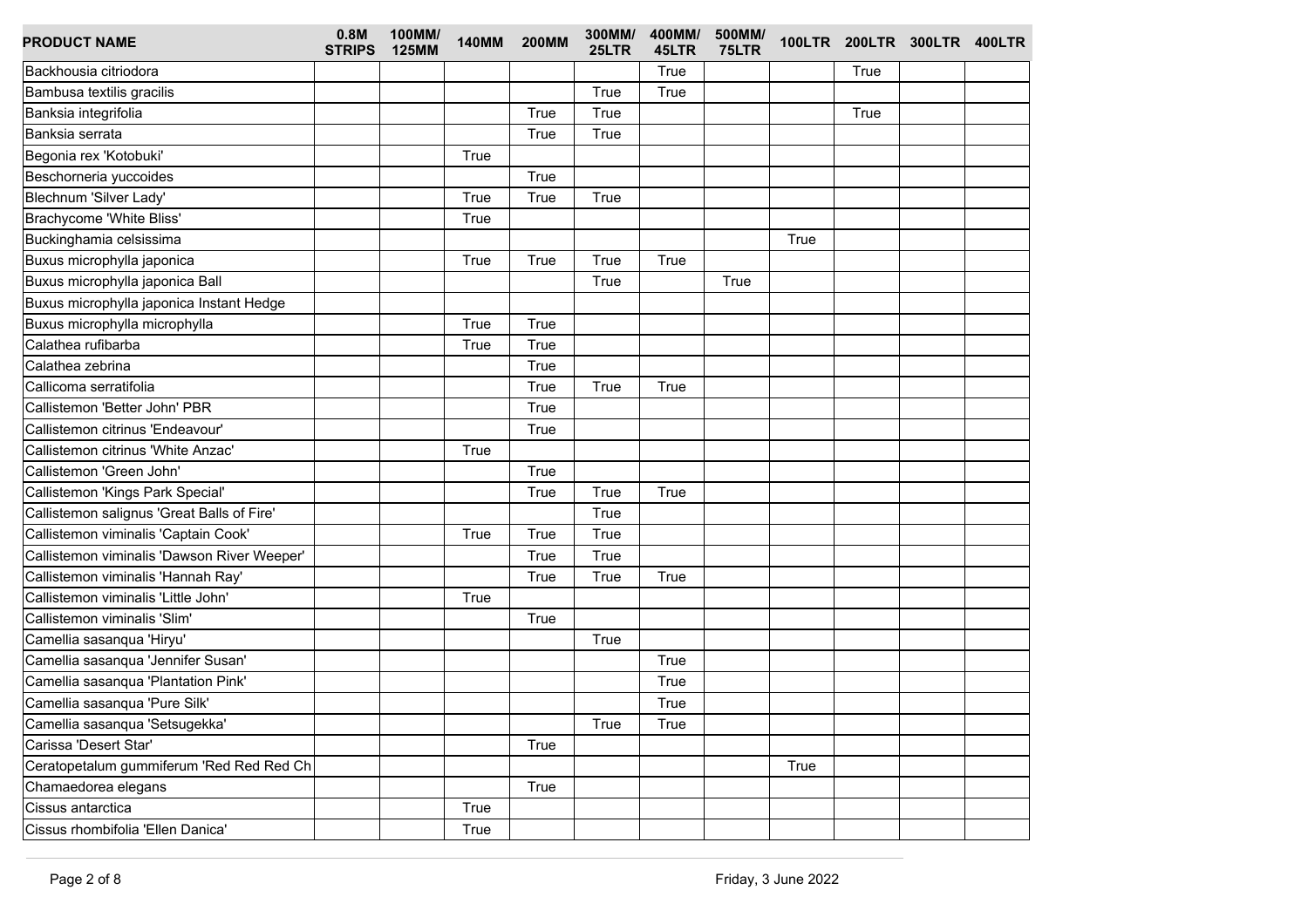| PRODUCT NAME | 0.8M STRIPS | 100MM/ 125MM | 140MM | 200MM | 300MM/ 25LTR | 400MM/ 45LTR | 500MM/ 75LTR | 100LTR | 200LTR | 300LTR | 400LTR |
|---|---|---|---|---|---|---|---|---|---|---|---|
| Backhousia citriodora | | | | | | True | | | True | | |
| Bambusa textilis gracilis | | | | | True | True | | | | | |
| Banksia integrifolia | | | | True | True | | | | True | | |
| Banksia serrata | | | | True | True | | | | | | |
| Begonia rex 'Kotobuki' | | | True | | | | | | | | |
| Beschorneria yuccoides | | | | True | | | | | | | |
| Blechnum 'Silver Lady' | | | True | True | True | | | | | | |
| Brachycome 'White Bliss' | | | True | | | | | | | | |
| Buckinghamia celsissima | | | | | | | | True | | | |
| Buxus microphylla japonica | | | True | True | True | True | | | | | |
| Buxus microphylla japonica Ball | | | | | True | | True | | | | |
| Buxus microphylla japonica Instant Hedge | | | | | | | | | | | |
| Buxus microphylla microphylla | | | True | True | | | | | | | |
| Calathea rufibarba | | | True | True | | | | | | | |
| Calathea zebrina | | | | True | | | | | | | |
| Callicoma serratifolia | | | | True | True | True | | | | | |
| Callistemon 'Better John' PBR | | | | True | | | | | | | |
| Callistemon citrinus 'Endeavour' | | | | True | | | | | | | |
| Callistemon citrinus 'White Anzac' | | | True | | | | | | | | |
| Callistemon 'Green John' | | | | True | | | | | | | |
| Callistemon 'Kings Park Special' | | | | True | True | True | | | | | |
| Callistemon salignus 'Great Balls of Fire' | | | | | True | | | | | | |
| Callistemon viminalis 'Captain Cook' | | | True | True | True | | | | | | |
| Callistemon viminalis 'Dawson River Weeper' | | | | True | True | | | | | | |
| Callistemon viminalis 'Hannah Ray' | | | | True | True | True | | | | | |
| Callistemon viminalis 'Little John' | | | True | | | | | | | | |
| Callistemon viminalis 'Slim' | | | | True | | | | | | | |
| Camellia sasanqua 'Hiryu' | | | | | True | | | | | | |
| Camellia sasanqua 'Jennifer Susan' | | | | | | True | | | | | |
| Camellia sasanqua 'Plantation Pink' | | | | | | True | | | | | |
| Camellia sasanqua 'Pure Silk' | | | | | | True | | | | | |
| Camellia sasanqua 'Setsugekka' | | | | | True | True | | | | | |
| Carissa 'Desert Star' | | | | True | | | | | | | |
| Ceratopetalum gummiferum 'Red Red Ch | | | | | | | | True | | | |
| Chamaedorea elegans | | | | True | | | | | | | |
| Cissus antarctica | | | True | | | | | | | | |
| Cissus rhombifolia 'Ellen Danica' | | | True | | | | | | | | |

Friday, 3 June 2022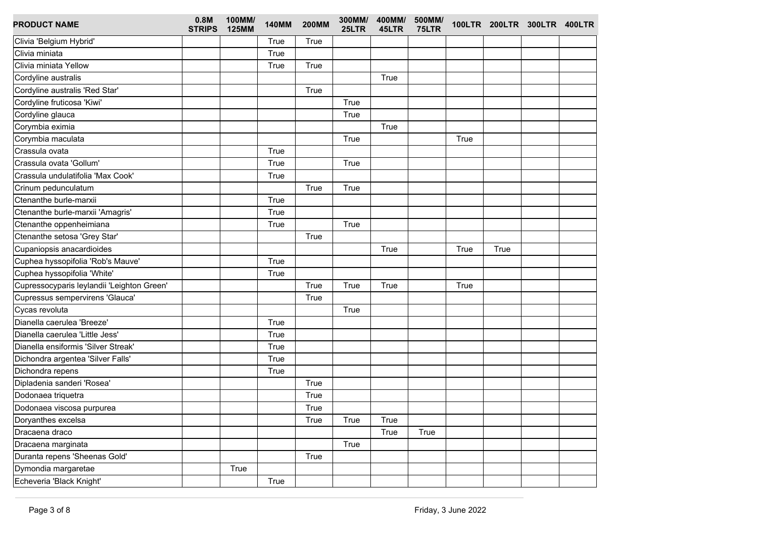| PRODUCT NAME | 0.8M STRIPS | 100MM/ 125MM | 140MM | 200MM | 300MM/ 25LTR | 400MM/ 45LTR | 500MM/ 75LTR | 100LTR | 200LTR | 300LTR | 400LTR |
|---|---|---|---|---|---|---|---|---|---|---|---|
| Clivia 'Belgium Hybrid' | | | True | True | | | | | | | |
| Clivia miniata | | | True | | | | | | | | |
| Clivia miniata Yellow | | | True | True | | | | | | | |
| Cordyline australis | | | | | | True | | | | | |
| Cordyline australis 'Red Star' | | | | True | | | | | | | |
| Cordyline fruticosa 'Kiwi' | | | | | True | | | | | | |
| Cordyline glauca | | | | | True | | | | | | |
| Corymbia eximia | | | | | | True | | | | | |
| Corymbia maculata | | | | | True | | | True | | | |
| Crassula ovata | | | True | | | | | | | | |
| Crassula ovata 'Gollum' | | | True | | True | | | | | | |
| Crassula undulatifolia 'Max Cook' | | | True | | | | | | | | |
| Crinum pedunculatum | | | | True | True | | | | | | |
| Ctenanthe burle-marxii | | | True | | | | | | | | |
| Ctenanthe burle-marxii 'Amagris' | | | True | | | | | | | | |
| Ctenanthe oppenheimiana | | | True | | True | | | | | | |
| Ctenanthe setosa 'Grey Star' | | | | True | | | | | | | |
| Cupaniopsis anacardioides | | | | | | True | | True | True | | |
| Cuphea hyssopifolia 'Rob's Mauve' | | | True | | | | | | | | |
| Cuphea hyssopifolia 'White' | | | True | | | | | | | | |
| Cupressocyparis leylandii 'Leighton Green' | | | | True | True | True | | True | | | |
| Cupressus sempervirens 'Glauca' | | | | True | | | | | | | |
| Cycas revoluta | | | | | True | | | | | | |
| Dianella caerulea 'Breeze' | | | True | | | | | | | | |
| Dianella caerulea 'Little Jess' | | | True | | | | | | | | |
| Dianella ensiformis 'Silver Streak' | | | True | | | | | | | | |
| Dichondra argentea 'Silver Falls' | | | True | | | | | | | | |
| Dichondra repens | | | True | | | | | | | | |
| Dipladenia sanderi 'Rosea' | | | | True | | | | | | | |
| Dodonaea triquetra | | | | True | | | | | | | |
| Dodonaea viscosa purpurea | | | | True | | | | | | | |
| Doryanthes excelsa | | | | True | True | True | | | | | |
| Dracaena draco | | | | | | True | True | | | | |
| Dracaena marginata | | | | | True | | | | | | |
| Duranta repens 'Sheenas Gold' | | | | True | | | | | | | |
| Dymondia margaretae | | True | | | | | | | | | |
| Echeveria 'Black Knight' | | | True | | | | | | | | |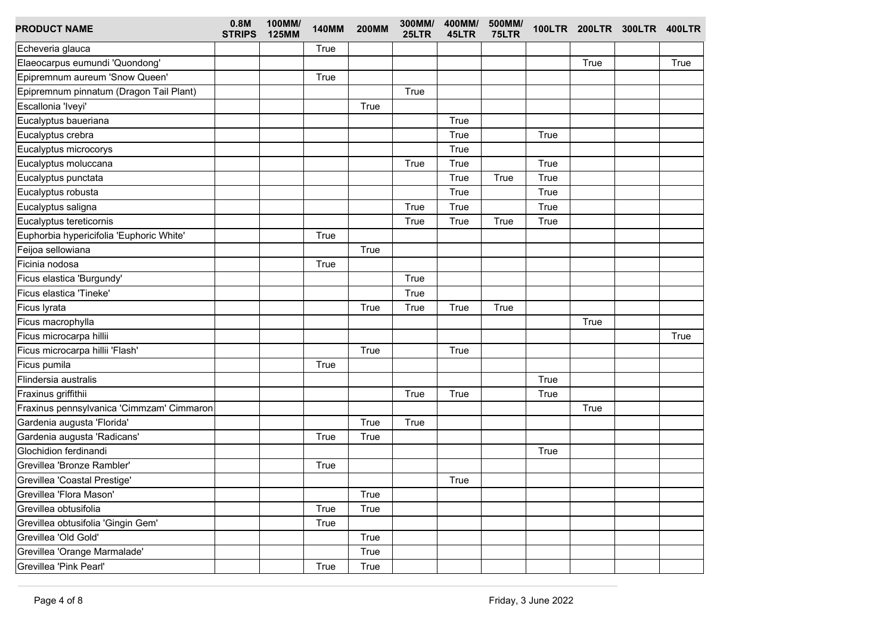| PRODUCT NAME | 0.8M STRIPS | 100MM/ 125MM | 140MM | 200MM | 300MM/ 25LTR | 400MM/ 45LTR | 500MM/ 75LTR | 100LTR | 200LTR | 300LTR | 400LTR |
|---|---|---|---|---|---|---|---|---|---|---|---|
| Echeveria glauca | | | True | | | | | | | | |
| Elaeocarpus eumundi 'Quondong' | | | | | | | | | True | | True |
| Epipremnum aureum 'Snow Queen' | | | True | | | | | | | | |
| Epipremnum pinnatum (Dragon Tail Plant) | | | | | True | | | | | | |
| Escallonia 'Iveyi' | | | | True | | | | | | | |
| Eucalyptus baueriana | | | | | | True | | | | | |
| Eucalyptus crebra | | | | | | True | | True | | | |
| Eucalyptus microcorys | | | | | | True | | | | | |
| Eucalyptus moluccana | | | | | True | True | | True | | | |
| Eucalyptus punctata | | | | | | True | True | True | | | |
| Eucalyptus robusta | | | | | | True | | True | | | |
| Eucalyptus saligna | | | | | True | True | | True | | | |
| Eucalyptus tereticornis | | | | | True | True | True | True | | | |
| Euphorbia hypericifolia 'Euphoric White' | | | True | | | | | | | | |
| Feijoa sellowiana | | | | True | | | | | | | |
| Ficinia nodosa | | | True | | | | | | | | |
| Ficus elastica 'Burgundy' | | | | | True | | | | | | |
| Ficus elastica 'Tineke' | | | | | True | | | | | | |
| Ficus lyrata | | | | True | True | True | True | | | | |
| Ficus macrophylla | | | | | | | | | True | | |
| Ficus microcarpa hillii | | | | | | | | | | | True |
| Ficus microcarpa hillii 'Flash' | | | | True | | True | | | | | |
| Ficus pumila | | | True | | | | | | | | |
| Flindersia australis | | | | | | | | True | | | |
| Fraxinus griffithii | | | | | True | True | | True | | | |
| Fraxinus pennsylvanica 'Cimmzam' Cimmaron | | | | | | | | | True | | |
| Gardenia augusta 'Florida' | | | | True | True | | | | | | |
| Gardenia augusta 'Radicans' | | | True | True | | | | | | | |
| Glochidion ferdinandi | | | | | | | | True | | | |
| Grevillea 'Bronze Rambler' | | | True | | | | | | | | |
| Grevillea 'Coastal Prestige' | | | | | | True | | | | | |
| Grevillea 'Flora Mason' | | | | True | | | | | | | |
| Grevillea obtusifolia | | | True | True | | | | | | | |
| Grevillea obtusifolia 'Gingin Gem' | | | True | | | | | | | | |
| Grevillea 'Old Gold' | | | | True | | | | | | | |
| Grevillea 'Orange Marmalade' | | | | True | | | | | | | |
| Grevillea 'Pink Pearl' | | | True | True | | | | | | | |

Friday, 3 June 2022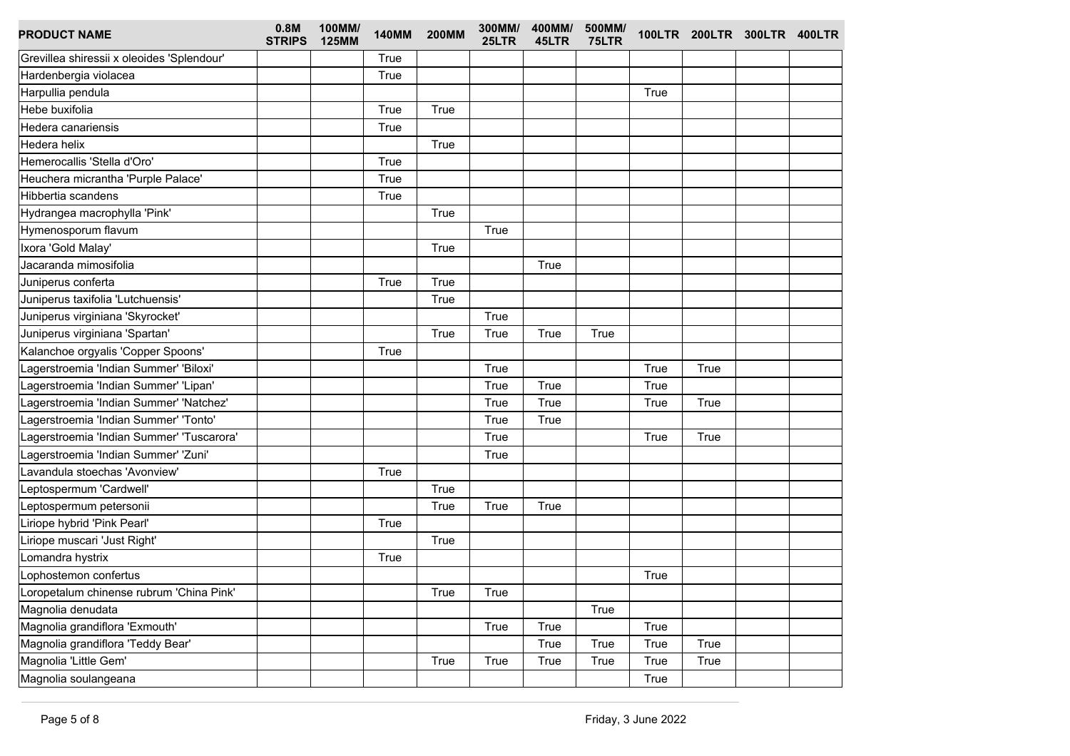| PRODUCT NAME | 0.8M STRIPS | 100MM/ 125MM | 140MM | 200MM | 300MM/ 25LTR | 400MM/ 45LTR | 500MM/ 75LTR | 100LTR | 200LTR | 300LTR | 400LTR |
|---|---|---|---|---|---|---|---|---|---|---|---|
| Grevillea shiressii x oleoides 'Splendour' | | | True | | | | | | | | |
| Hardenbergia violacea | | | True | | | | | | | | |
| Harpullia pendula | | | | | | | | True | | | |
| Hebe buxifolia | | | True | True | | | | | | | |
| Hedera canariensis | | | True | | | | | | | | |
| Hedera helix | | | | True | | | | | | | |
| Hemerocallis 'Stella d'Oro' | | | True | | | | | | | | |
| Heuchera micrantha 'Purple Palace' | | | True | | | | | | | | |
| Hibbertia scandens | | | True | | | | | | | | |
| Hydrangea macrophylla 'Pink' | | | | True | | | | | | | |
| Hymenosporum flavum | | | | | True | | | | | | |
| Ixora 'Gold Malay' | | | | True | | | | | | | |
| Jacaranda mimosifolia | | | | | | True | | | | | |
| Juniperus conferta | | | True | True | | | | | | | |
| Juniperus taxifolia 'Lutchuensis' | | | | True | | | | | | | |
| Juniperus virginiana 'Skyrocket' | | | | | True | | | | | | |
| Juniperus virginiana 'Spartan' | | | | True | True | True | True | | | | |
| Kalanchoe orgyalis 'Copper Spoons' | | | True | | | | | | | | |
| Lagerstroemia 'Indian Summer' 'Biloxi' | | | | | True | | | True | True | | |
| Lagerstroemia 'Indian Summer' 'Lipan' | | | | | True | True | | True | | | |
| Lagerstroemia 'Indian Summer' 'Natchez' | | | | | True | True | | True | True | | |
| Lagerstroemia 'Indian Summer' 'Tonto' | | | | | True | True | | | | | |
| Lagerstroemia 'Indian Summer' 'Tuscarora' | | | | | True | | | True | True | | |
| Lagerstroemia 'Indian Summer' 'Zuni' | | | | | True | | | | | | |
| Lavandula stoechas 'Avonview' | | | True | | | | | | | | |
| Leptospermum 'Cardwell' | | | | True | | | | | | | |
| Leptospermum petersonii | | | | True | True | True | | | | | |
| Liriope hybrid 'Pink Pearl' | | | True | | | | | | | | |
| Liriope muscari 'Just Right' | | | | True | | | | | | | |
| Lomandra hystrix | | | True | | | | | | | | |
| Lophostemon confertus | | | | | | | | True | | | |
| Loropetalum chinense rubrum 'China Pink' | | | | True | True | | | | | | |
| Magnolia denudata | | | | | | | True | | | | |
| Magnolia grandiflora 'Exmouth' | | | | | True | True | | True | | | |
| Magnolia grandiflora 'Teddy Bear' | | | | | | True | True | True | True | | |
| Magnolia 'Little Gem' | | | | True | True | True | True | True | True | | |
| Magnolia soulangeana | | | | | | | | True | | | |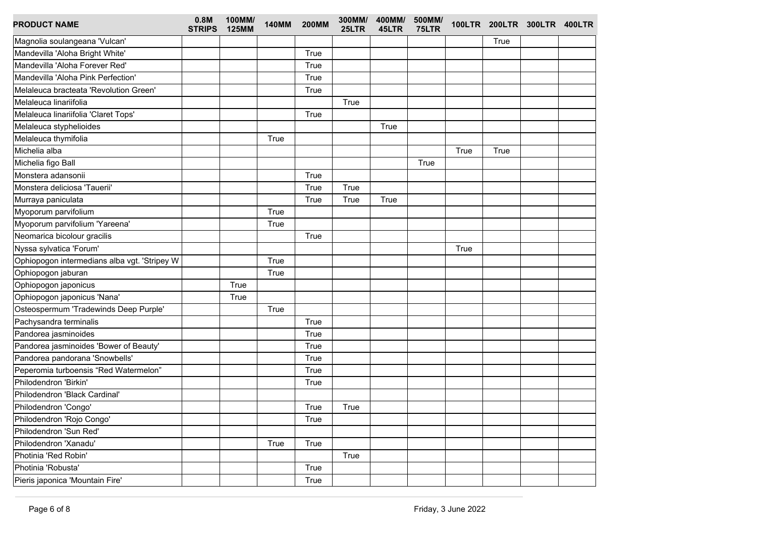| PRODUCT NAME | 0.8M STRIPS | 100MM/ 125MM | 140MM | 200MM | 300MM/ 25LTR | 400MM/ 45LTR | 500MM/ 75LTR | 100LTR | 200LTR | 300LTR | 400LTR |
|---|---|---|---|---|---|---|---|---|---|---|---|
| Magnolia soulangeana 'Vulcan' | | | | | | | | | True | | |
| Mandevilla 'Aloha Bright White' | | | | True | | | | | | | |
| Mandevilla 'Aloha Forever Red' | | | | True | | | | | | | |
| Mandevilla 'Aloha Pink Perfection' | | | | True | | | | | | | |
| Melaleuca bracteata 'Revolution Green' | | | | True | | | | | | | |
| Melaleuca linariifolia | | | | | True | | | | | | |
| Melaleuca linariifolia 'Claret Tops' | | | | True | | | | | | | |
| Melaleuca styphelioides | | | | | | True | | | | | |
| Melaleuca thymifolia | | | True | | | | | | | | |
| Michelia alba | | | | | | | | True | True | | |
| Michelia figo Ball | | | | | | | True | | | | |
| Monstera adansonii | | | | True | | | | | | | |
| Monstera deliciosa 'Tauerii' | | | | True | True | | | | | | |
| Murraya paniculata | | | | True | True | True | | | | | |
| Myoporum parvifolium | | | True | | | | | | | | |
| Myoporum parvifolium 'Yareena' | | | True | | | | | | | | |
| Neomarica bicolour gracilis | | | | True | | | | | | | |
| Nyssa sylvatica 'Forum' | | | | | | | | True | | | |
| Ophiopogon intermedians alba vgt. 'Stripey W | | | True | | | | | | | | |
| Ophiopogon jaburan | | | True | | | | | | | | |
| Ophiopogon japonicus | | True | | | | | | | | | |
| Ophiopogon japonicus 'Nana' | | True | | | | | | | | | |
| Osteospermum 'Tradewinds Deep Purple' | | | True | | | | | | | | |
| Pachysandra terminalis | | | | True | | | | | | | |
| Pandorea jasminoides | | | | True | | | | | | | |
| Pandorea jasminoides 'Bower of Beauty' | | | | True | | | | | | | |
| Pandorea pandorana 'Snowbells' | | | | True | | | | | | | |
| Peperomia turboensis “Red Watermelon” | | | | True | | | | | | | |
| Philodendron 'Birkin' | | | | True | | | | | | | |
| Philodendron 'Black Cardinal' | | | | | | | | | | | |
| Philodendron 'Congo' | | | | True | True | | | | | | |
| Philodendron 'Rojo Congo' | | | | True | | | | | | | |
| Philodendron 'Sun Red' | | | | | | | | | | | |
| Philodendron 'Xanadu' | | | True | True | | | | | | | |
| Photinia 'Red Robin' | | | | | True | | | | | | |
| Photinia 'Robusta' | | | | True | | | | | | | |
| Pieris japonica 'Mountain Fire' | | | | True | | | | | | | |

Friday, 3 June 2022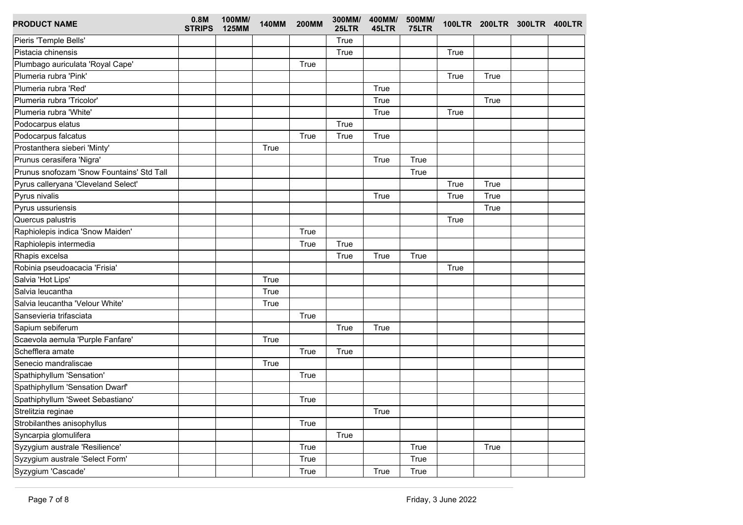| PRODUCT NAME | 0.8M STRIPS | 100MM/ 125MM | 140MM | 200MM | 300MM/ 25LTR | 400MM/ 45LTR | 500MM/ 75LTR | 100LTR | 200LTR | 300LTR | 400LTR |
|---|---|---|---|---|---|---|---|---|---|---|---|
| Pieris 'Temple Bells' | | | | | True | | | | | | |
| Pistacia chinensis | | | | | True | | | True | | | |
| Plumbago auriculata 'Royal Cape' | | | | True | | | | | | | |
| Plumeria rubra 'Pink' | | | | | | | | True | True | | |
| Plumeria rubra 'Red' | | | | | | True | | | | | |
| Plumeria rubra 'Tricolor' | | | | | | True | | | True | | |
| Plumeria rubra 'White' | | | | | | True | | True | | | |
| Podocarpus elatus | | | | | True | | | | | | |
| Podocarpus falcatus | | | | True | True | True | | | | | |
| Prostanthera sieberi 'Minty' | | | True | | | | | | | | |
| Prunus cerasifera 'Nigra' | | | | | | True | True | | | | |
| Prunus snofozam 'Snow Fountains' Std Tall | | | | | | | True | | | | |
| Pyrus calleryana 'Cleveland Select' | | | | | | | | True | True | | |
| Pyrus nivalis | | | | | | True | | True | True | | |
| Pyrus ussuriensis | | | | | | | | | True | | |
| Quercus palustris | | | | | | | | True | | | |
| Raphiolepis indica 'Snow Maiden' | | | | True | | | | | | | |
| Raphiolepis intermedia | | | | True | True | | | | | | |
| Rhapis excelsa | | | | | True | True | True | | | | |
| Robinia pseudoacacia 'Frisia' | | | | | | | | True | | | |
| Salvia 'Hot Lips' | | | True | | | | | | | | |
| Salvia leucantha | | | True | | | | | | | | |
| Salvia leucantha 'Velour White' | | | True | | | | | | | | |
| Sansevieria trifasciata | | | | True | | | | | | | |
| Sapium sebiferum | | | | | True | True | | | | | |
| Scaevola aemula 'Purple Fanfare' | | | True | | | | | | | | |
| Schefflera amate | | | | True | True | | | | | | |
| Senecio mandraliscae | | | True | | | | | | | | |
| Spathiphyllum 'Sensation' | | | | True | | | | | | | |
| Spathiphyllum 'Sensation Dwarf' | | | | | | | | | | | |
| Spathiphyllum 'Sweet Sebastiano' | | | | True | | | | | | | |
| Strelitzia reginae | | | | | | True | | | | | |
| Strobilanthes anisophyllus | | | | True | | | | | | | |
| Syncarpia glomulifera | | | | | True | | | | | | |
| Syzygium australe 'Resilience' | | | | True | | | True | | True | | |
| Syzygium australe 'Select Form' | | | | True | | | True | | | | |
| Syzygium 'Cascade' | | | | True | | True | True | | | | |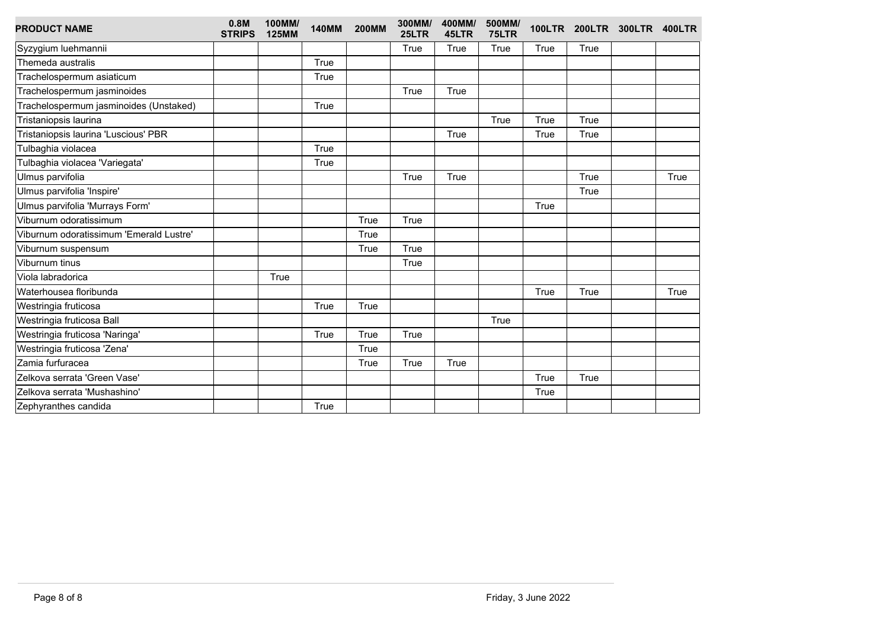| PRODUCT NAME | 0.8M STRIPS | 100MM/ 125MM | 140MM | 200MM | 300MM/ 25LTR | 400MM/ 45LTR | 500MM/ 75LTR | 100LTR | 200LTR | 300LTR | 400LTR |
|---|---|---|---|---|---|---|---|---|---|---|---|
| Syzygium luehmannii | | | | | True | True | True | True | True | | |
| Themeda australis | | | True | | | | | | | | |
| Trachelospermum asiaticum | | | True | | | | | | | | |
| Trachelospermum jasminoides | | | | | True | True | | | | | |
| Trachelospermum jasminoides (Unstaked) | | | True | | | | | | | | |
| Tristaniopsis laurina | | | | | | | True | True | True | | |
| Tristaniopsis laurina 'Luscious' PBR | | | | | | True | | True | True | | |
| Tulbaghia violacea | | | True | | | | | | | | |
| Tulbaghia violacea 'Variegata' | | | True | | | | | | | | |
| Ulmus parvifolia | | | | | True | True | | | True | | True |
| Ulmus parvifolia 'Inspire' | | | | | | | | | True | | |
| Ulmus parvifolia 'Murrays Form' | | | | | | | | True | | | |
| Viburnum odoratissimum | | | | True | True | | | | | | |
| Viburnum odoratissimum 'Emerald Lustre' | | | | True | | | | | | | |
| Viburnum suspensum | | | | True | True | | | | | | |
| Viburnum tinus | | | | | True | | | | | | |
| Viola labradorica | | True | | | | | | | | | |
| Waterhousea floribunda | | | | | | | | True | True | | True |
| Westringia fruticosa | | | True | True | | | | | | | |
| Westringia fruticosa Ball | | | | | | | True | | | | |
| Westringia fruticosa 'Naringa' | | | True | True | True | | | | | | |
| Westringia fruticosa 'Zena' | | | | True | | | | | | | |
| Zamia furfuracea | | | | True | True | True | | | | | |
| Zelkova serrata 'Green Vase' | | | | | | | | True | True | | |
| Zelkova serrata 'Mushashino' | | | | | | | | True | | | |
| Zephyranthes candida | | | True | | | | | | | | |

Friday, 3 June 2022